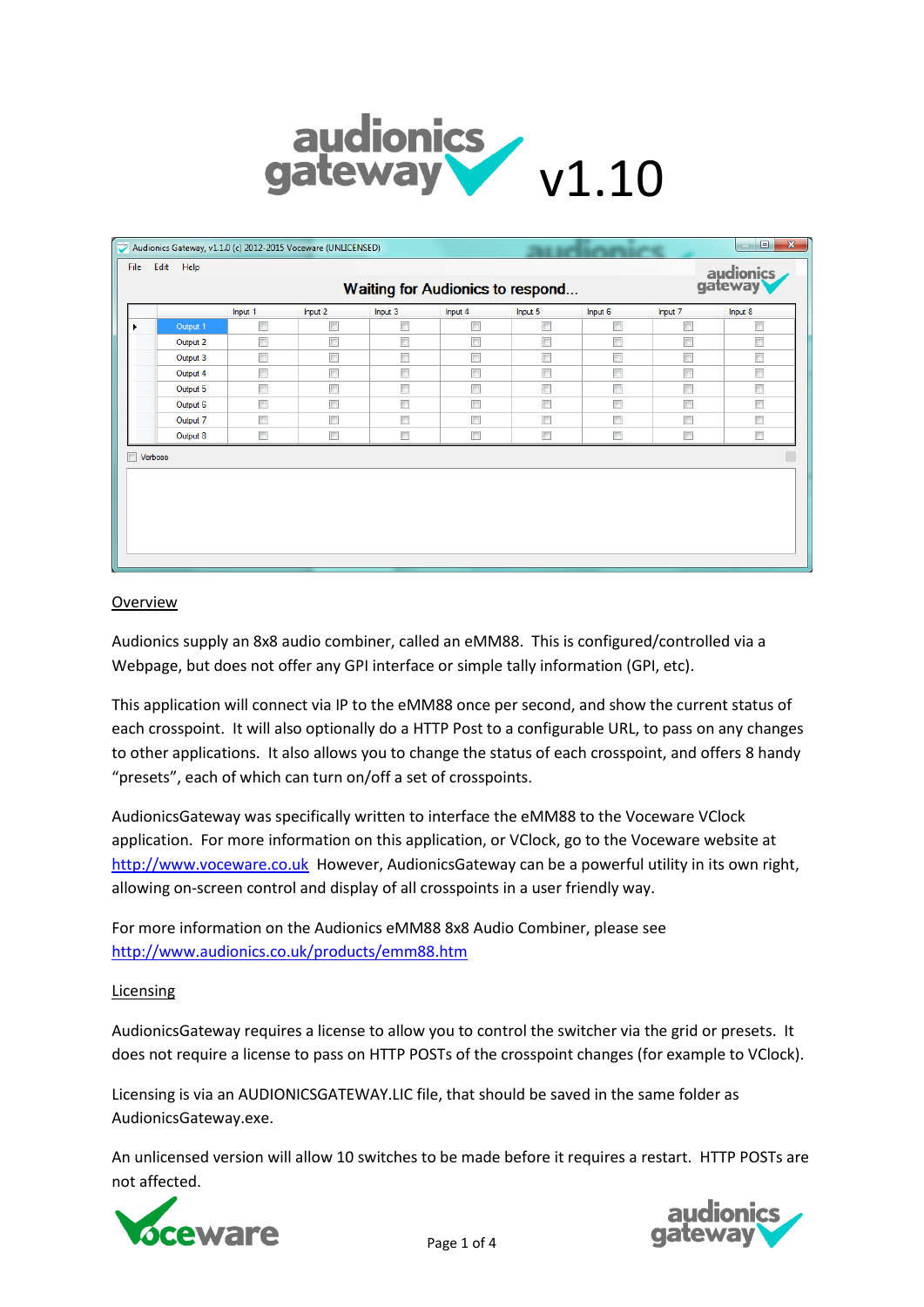# audionics gateway v1.10

## Overview

Audionics supply an 8x8 audio combiner, called an eMM88. This is configured/controlled via a Webpage, but does not offer any GPI interface or simple tally information (GPI, etc).

This application will connect via IP to the eMM88 once per second, and show the current status of each crosspoint. It will also optionally do a HTTP Post to a configurable URL, to pass on any changes to other applications. It also allows you to change the status of each crosspoint, and offers 8 handy "presets", each of which can turn on/off a set of crosspoints.

AudionicsGateway was specifically written to interface the eMM88 to the Voceware VClock application. For more information on this application, or VClock, go to the Voceware website at http://www.voceware.co.uk However, AudionicsGateway can be a powerful utility in its own right, allowing on-screen control and display of all crosspoints in a user friendly way.

For more information on the Audionics eMM88 8x8 Audio Combiner, please see http://www.audionics.co.uk/products/emm88.htm

## Licensing

AudionicsGateway requires a license to allow you to control the switcher via the grid or presets. It does not require a license to pass on HTTP POSTs of the crosspoint changes (for example to VClock).

Licensing is via an AUDIONICSGATEWAY.LIC file, that should be saved in the same folder as AudionicsGateway.exe.

An unlicensed version will allow 10 switches to be made before it requires a restart. HTTP POSTs are not affected.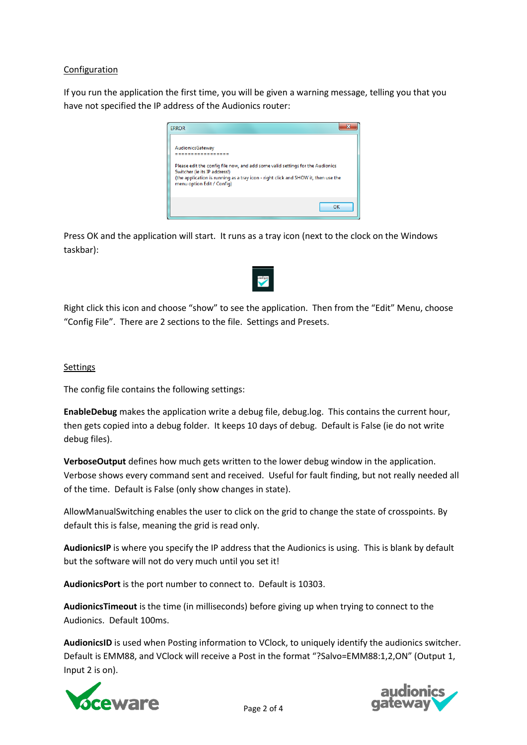<u>Configuration</u>

If you run the application the first time, you will be given a warning message, telling you that you have not specified the IP address of the Audionics router:

Press OK and the application will start. It runs as a tray icon (next to the clock on the Windows taskbar):

Right click this icon and choose "show" to see the application. Then from the "Edit" Menu, choose "Config File". There are 2 sections to the file. Settings and Presets.

<u>Settings</u>

The config file contains the following settings:

**EnableDebug** makes the application write a debug file, debug.log. This contains the current hour, then gets copied into a debug folder. It keeps 10 days of debug. Default is False (ie do not write debug files).

**VerboseOutput** defines how much gets written to the lower debug window in the application. Verbose shows every command sent and received. Useful for fault finding, but not really needed all of the time. Default is False (only show changes in state).

AllowManualSwitching enables the user to click on the grid to change the state of crosspoints. By default this is false, meaning the grid is read only.

**AudionicsIP** is where you specify the IP address that the Audionics is using. This is blank by default but the software will not do very much until you set it!

**AudionicsPort** is the port number to connect to. Default is 10303.

**AudionicsTimeout** is the time (in milliseconds) before giving up when trying to connect to the Audionics. Default 100ms.

**AudionicsID** is used when Posting information to VClock, to uniquely identify the audionics switcher. Default is EMM88, and VClock will receive a Post in the format "?Salvo=EMM88:1,2,ON" (Output 1, Input 2 is on).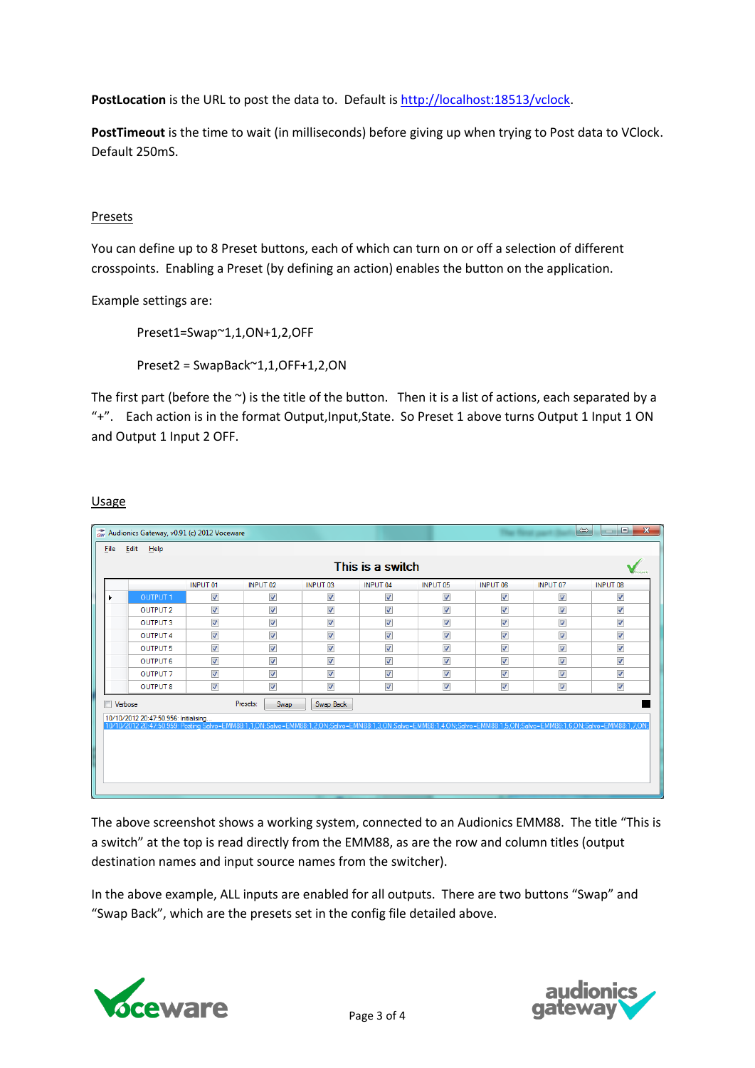**PostLocation** is the URL to post the data to. Default is http://localhost:18513/vclock.

**PostTimeout** is the time to wait (in milliseconds) before giving up when trying to Post data to VClock. Default 250mS.

## Presets

You can define up to 8 Preset buttons, each of which can turn on or off a selection of different crosspoints. Enabling a Preset (by defining an action) enables the button on the application.

Example settings are:

```
Preset1=Swap~1,1,ON+1,2,OFF

Preset2 = SwapBack~1,1,OFF+1,2,ON
```

The first part (before the ~) is the title of the button. Then it is a list of actions, each separated by a "+". Each action is in the format Output,Input,State. So Preset 1 above turns Output 1 Input 1 ON and Output 1 Input 2 OFF.

## Usage

The above screenshot shows a working system, connected to an Audionics EMM88. The title "This is a switch" at the top is read directly from the EMM88, as are the row and column titles (output destination names and input source names from the switcher).

In the above example, ALL inputs are enabled for all outputs. There are two buttons "Swap" and "Swap Back", which are the presets set in the config file detailed above.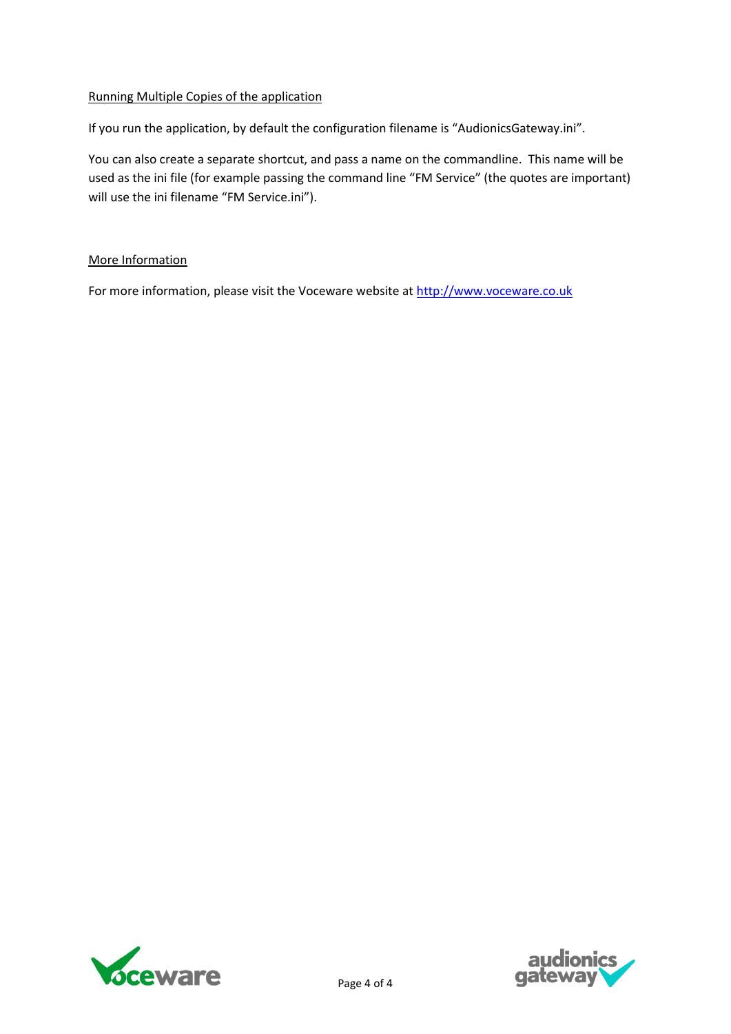## Running Multiple Copies of the application

If you run the application, by default the configuration filename is “AudionicsGateway.ini”.

You can also create a separate shortcut, and pass a name on the commandline.  This name will be used as the ini file (for example passing the command line “FM Service” (the quotes are important) will use the ini filename “FM Service.ini”).

## More Information

For more information, please visit the Voceware website at http://www.voceware.co.uk